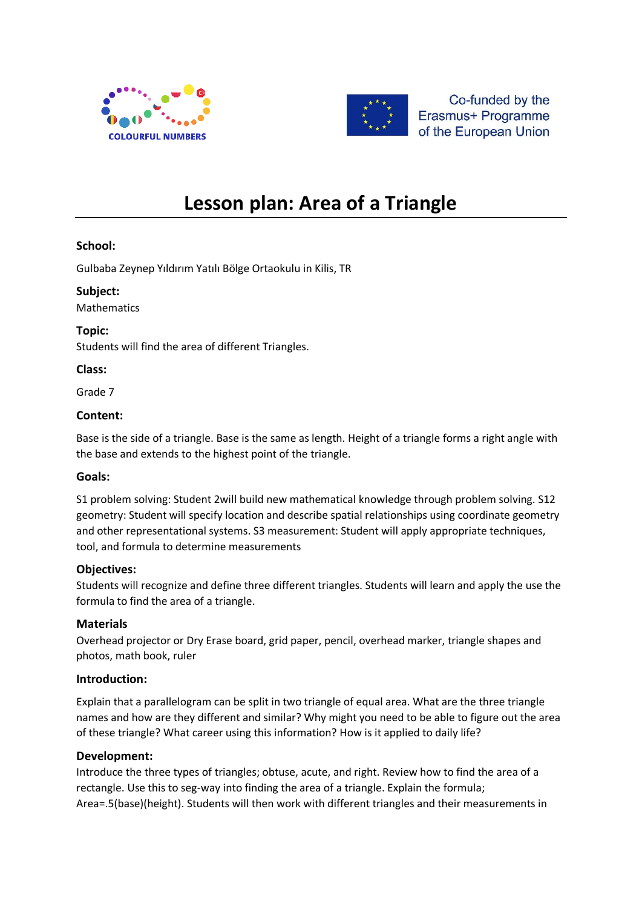COLOURFUL NUMBERS

Co-funded by the Erasmus+ Programme of the European Union

# Lesson plan: Area of a Triangle

**School:**

Gulbaba Zeynep Yıldırım Yatılı Bölge Ortaokulu in Kilis, TR

**Subject:**

Mathematics

**Topic:**

Students will find the area of different Triangles.

**Class:**

Grade 7

**Content:**

Base is the side of a triangle. Base is the same as length. Height of a triangle forms a right angle with the base and extends to the highest point of the triangle.

**Goals:**

S1 problem solving: Student 2will build new mathematical knowledge through problem solving. S12 geometry: Student will specify location and describe spatial relationships using coordinate geometry and other representational systems. S3 measurement: Student will apply appropriate techniques, tool, and formula to determine measurements

**Objectives:**

Students will recognize and define three different triangles. Students will learn and apply the use the formula to find the area of a triangle.

**Materials**

Overhead projector or Dry Erase board, grid paper, pencil, overhead marker, triangle shapes and photos, math book, ruler

**Introduction:**

Explain that a parallelogram can be split in two triangle of equal area. What are the three triangle names and how are they different and similar? Why might you need to be able to figure out the area of these triangle? What career using this information? How is it applied to daily life?

**Development:**

Introduce the three types of triangles; obtuse, acute, and right. Review how to find the area of a rectangle. Use this to seg-way into finding the area of a triangle. Explain the formula; Area=.5(base)(height). Students will then work with different triangles and their measurements in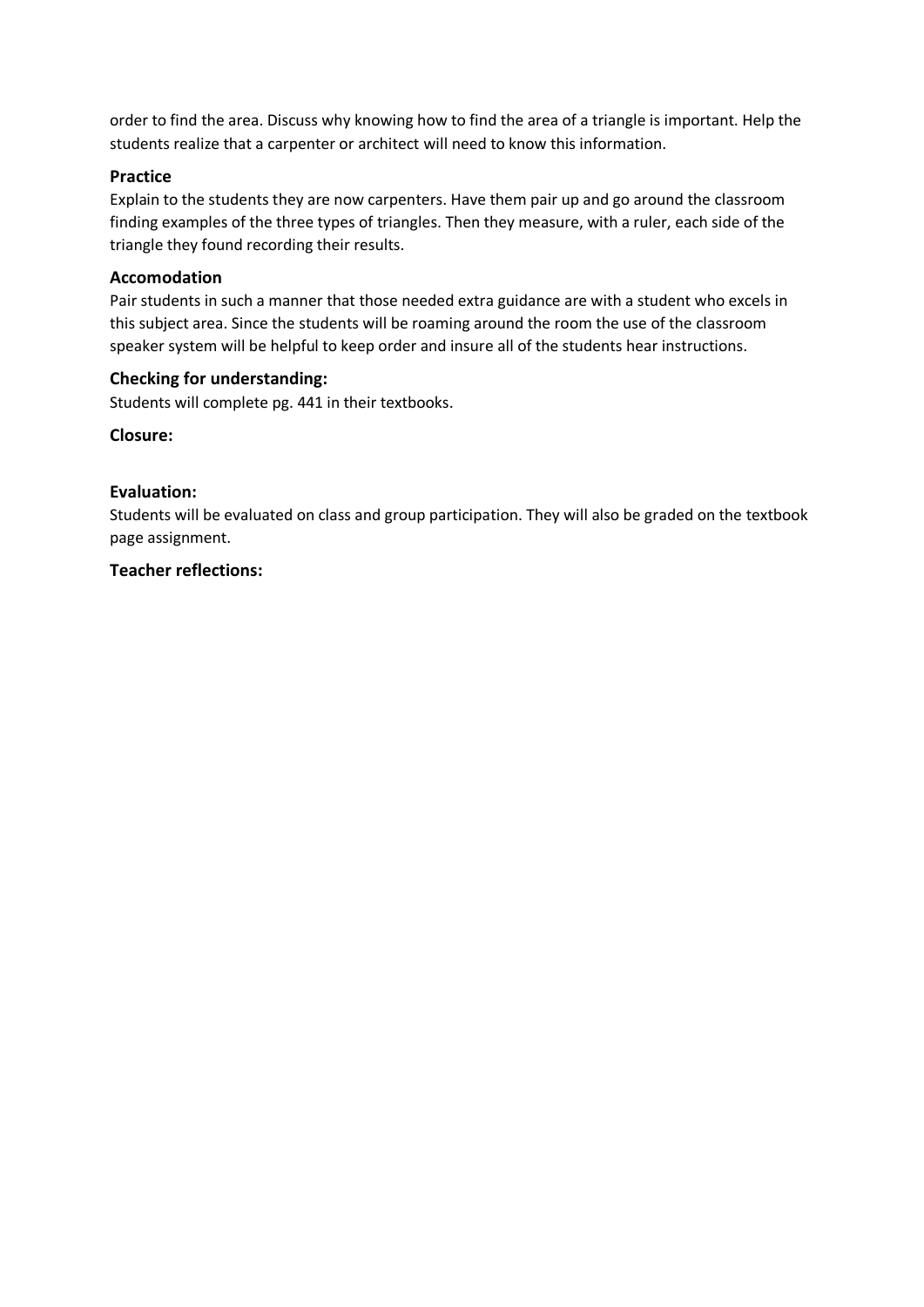order to find the area. Discuss why knowing how to find the area of a triangle is important. Help the students realize that a carpenter or architect will need to know this information.

### Practice

Explain to the students they are now carpenters. Have them pair up and go around the classroom finding examples of the three types of triangles. Then they measure, with a ruler, each side of the triangle they found recording their results.

### Accomodation

Pair students in such a manner that those needed extra guidance are with a student who excels in this subject area. Since the students will be roaming around the room the use of the classroom speaker system will be helpful to keep order and insure all of the students hear instructions.

### Checking for understanding:

Students will complete pg. 441 in their textbooks.

### Closure:

### Evaluation:

Students will be evaluated on class and group participation. They will also be graded on the textbook page assignment.

### Teacher reflections: